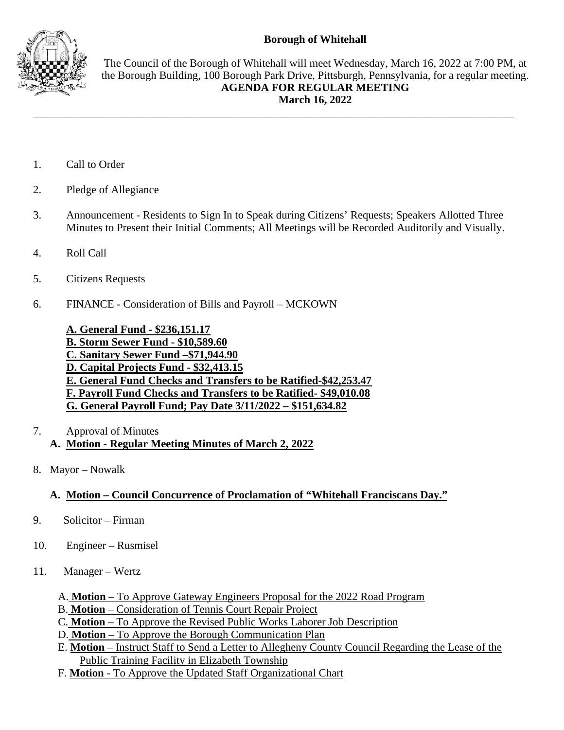**Borough of Whitehall**

The Council of the Borough of Whitehall will meet Wednesday, March 16, 2022 at 7:00 PM, at the Borough Building, 100 Borough Park Drive, Pittsburgh, Pennsylvania, for a regular meeting.

**AGENDA FOR REGULAR MEETING**
**March 16, 2022**

---

1. Call to Order

2. Pledge of Allegiance

3. Announcement - Residents to Sign In to Speak during Citizens' Requests; Speakers Allotted Three Minutes to Present their Initial Comments; All Meetings will be Recorded Auditorily and Visually.

4. Roll Call

5. Citizens Requests

6. FINANCE - Consideration of Bills and Payroll – MCKOWN

   **A. General Fund - $236,151.17**
   **B. Storm Sewer Fund - $10,589.60**
   **C. Sanitary Sewer Fund –$71,944.90**
   **D. Capital Projects Fund - $32,413.15**
   **E. General Fund Checks and Transfers to be Ratified-$42,253.47**
   **F. Payroll Fund Checks and Transfers to be Ratified- $49,010.08**
   **G. General Payroll Fund; Pay Date 3/11/2022 – $151,634.82**

7. Approval of Minutes
   **A. Motion - Regular Meeting Minutes of March 2, 2022**

8. Mayor – Nowalk

   **A. Motion – Council Concurrence of Proclamation of "Whitehall Franciscans Day."**

9. Solicitor – Firman

10. Engineer – Rusmisel

11. Manager – Wertz

    A. **Motion** – To Approve Gateway Engineers Proposal for the 2022 Road Program
    B. **Motion** – Consideration of Tennis Court Repair Project
    C. **Motion** – To Approve the Revised Public Works Laborer Job Description
    D. **Motion** – To Approve the Borough Communication Plan
    E. **Motion** – Instruct Staff to Send a Letter to Allegheny County Council Regarding the Lease of the Public Training Facility in Elizabeth Township
    F. **Motion** - To Approve the Updated Staff Organizational Chart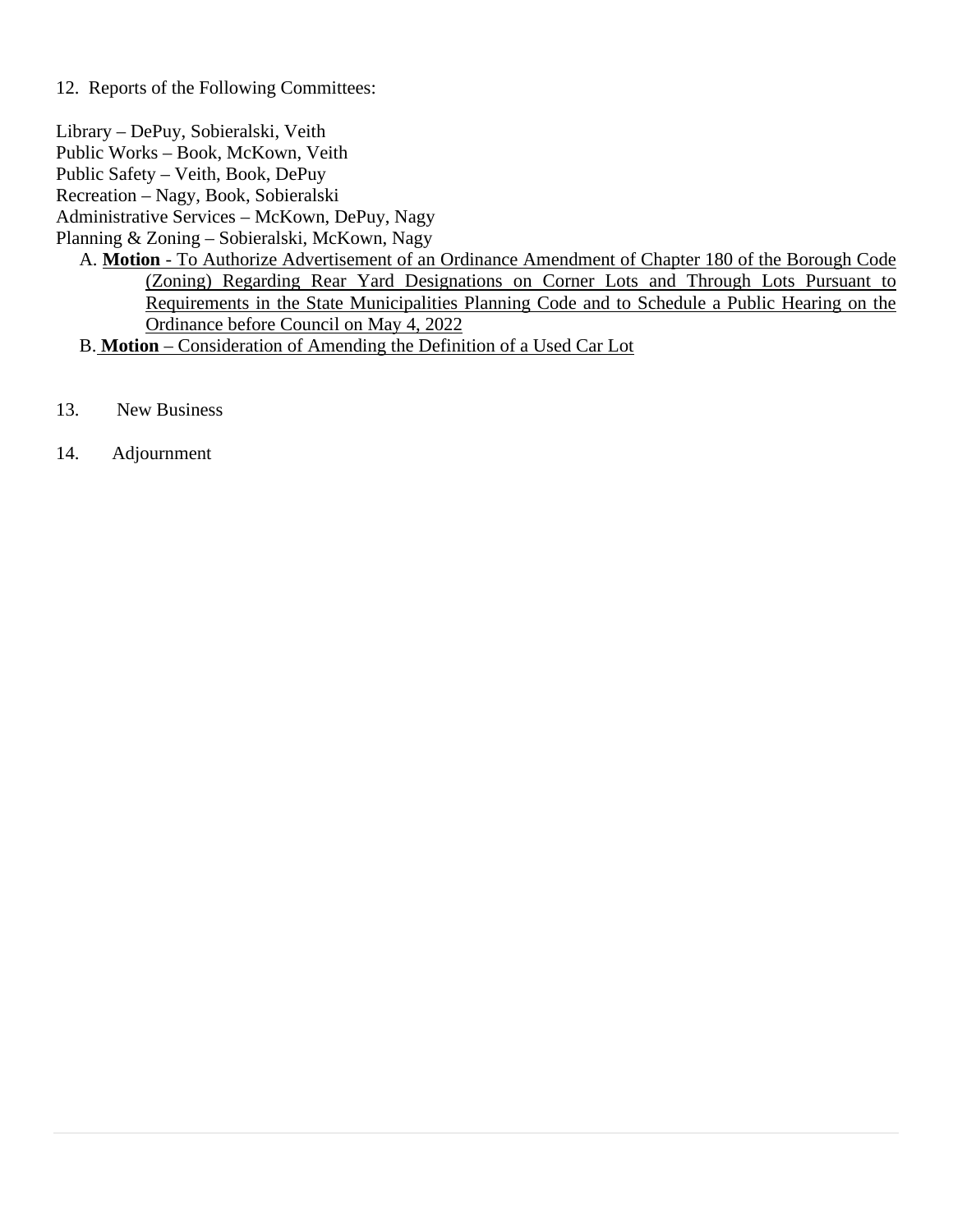12. Reports of the Following Committees:

Library – DePuy, Sobieralski, Veith
Public Works – Book, McKown, Veith
Public Safety – Veith, Book, DePuy
Recreation – Nagy, Book, Sobieralski
Administrative Services – McKown, DePuy, Nagy
Planning & Zoning – Sobieralski, McKown, Nagy

A. **Motion** - To Authorize Advertisement of an Ordinance Amendment of Chapter 180 of the Borough Code (Zoning) Regarding Rear Yard Designations on Corner Lots and Through Lots Pursuant to Requirements in the State Municipalities Planning Code and to Schedule a Public Hearing on the Ordinance before Council on May 4, 2022

B. **Motion** – Consideration of Amending the Definition of a Used Car Lot

13. New Business

14. Adjournment